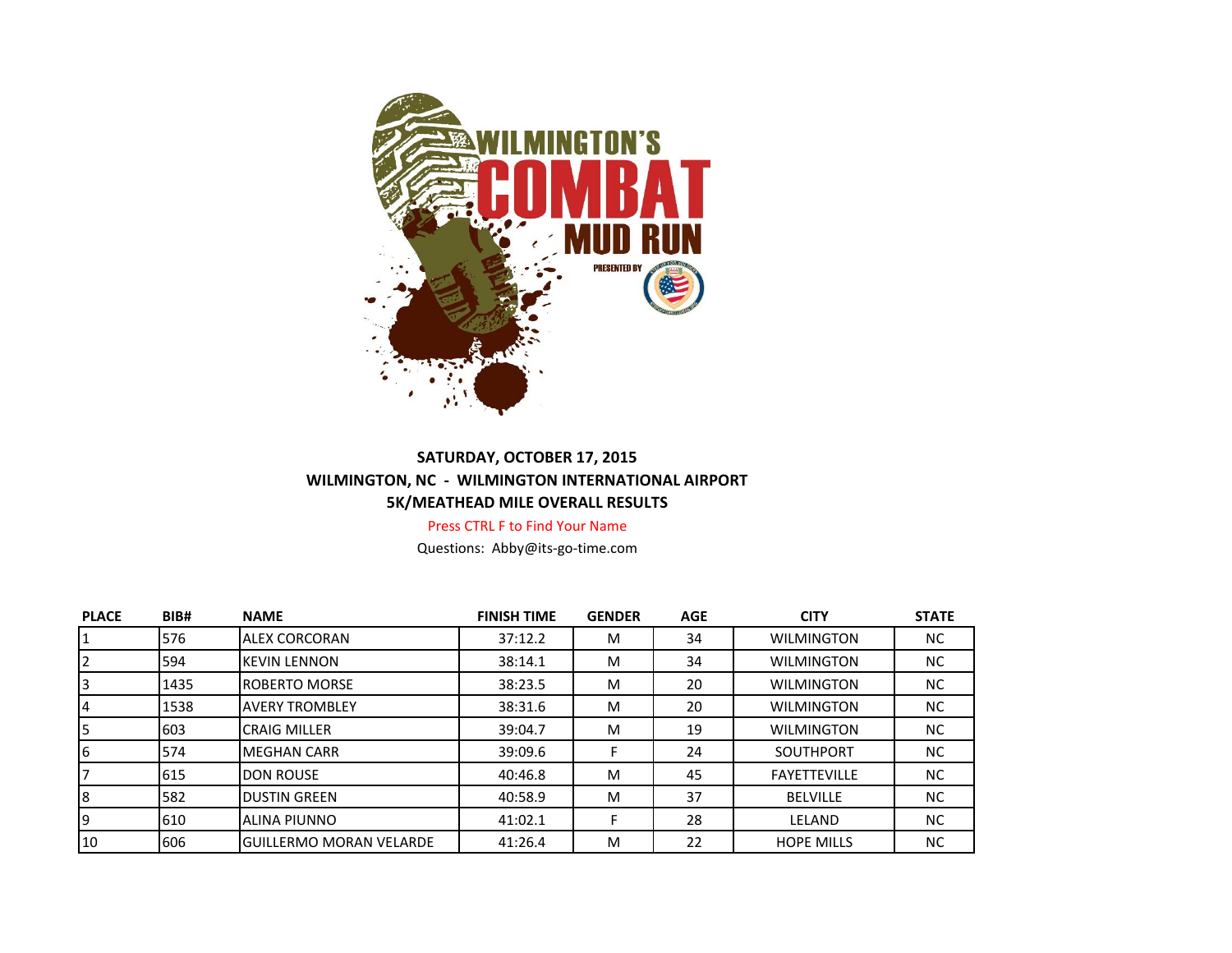# WILMINGTON'S COMBAT MUD RUN

PRESENTED BY

**SATURDAY, OCTOBER 17, 2015**

**WILMINGTON, NC - WILMINGTON INTERNATIONAL AIRPORT**

**5K/MEATHEAD MILE OVERALL RESULTS**

Press CTRL F to Find Your Name

Questions: Abby@its-go-time.com

| PLACE | BIB# | NAME | FINISH TIME | GENDER | AGE | CITY | STATE |
|---|---|---|---|---|---|---|---|
| 1 | 576 | ALEX CORCORAN | 37:12.2 | M | 34 | WILMINGTON | NC |
| 2 | 594 | KEVIN LENNON | 38:14.1 | M | 34 | WILMINGTON | NC |
| 3 | 1435 | ROBERTO MORSE | 38:23.5 | M | 20 | WILMINGTON | NC |
| 4 | 1538 | AVERY TROMBLEY | 38:31.6 | M | 20 | WILMINGTON | NC |
| 5 | 603 | CRAIG MILLER | 39:04.7 | M | 19 | WILMINGTON | NC |
| 6 | 574 | MEGHAN CARR | 39:09.6 | F | 24 | SOUTHPORT | NC |
| 7 | 615 | DON ROUSE | 40:46.8 | M | 45 | FAYETTEVILLE | NC |
| 8 | 582 | DUSTIN GREEN | 40:58.9 | M | 37 | BELVILLE | NC |
| 9 | 610 | ALINA PIUNNO | 41:02.1 | F | 28 | LELAND | NC |
| 10 | 606 | GUILLERMO MORAN VELARDE | 41:26.4 | M | 22 | HOPE MILLS | NC |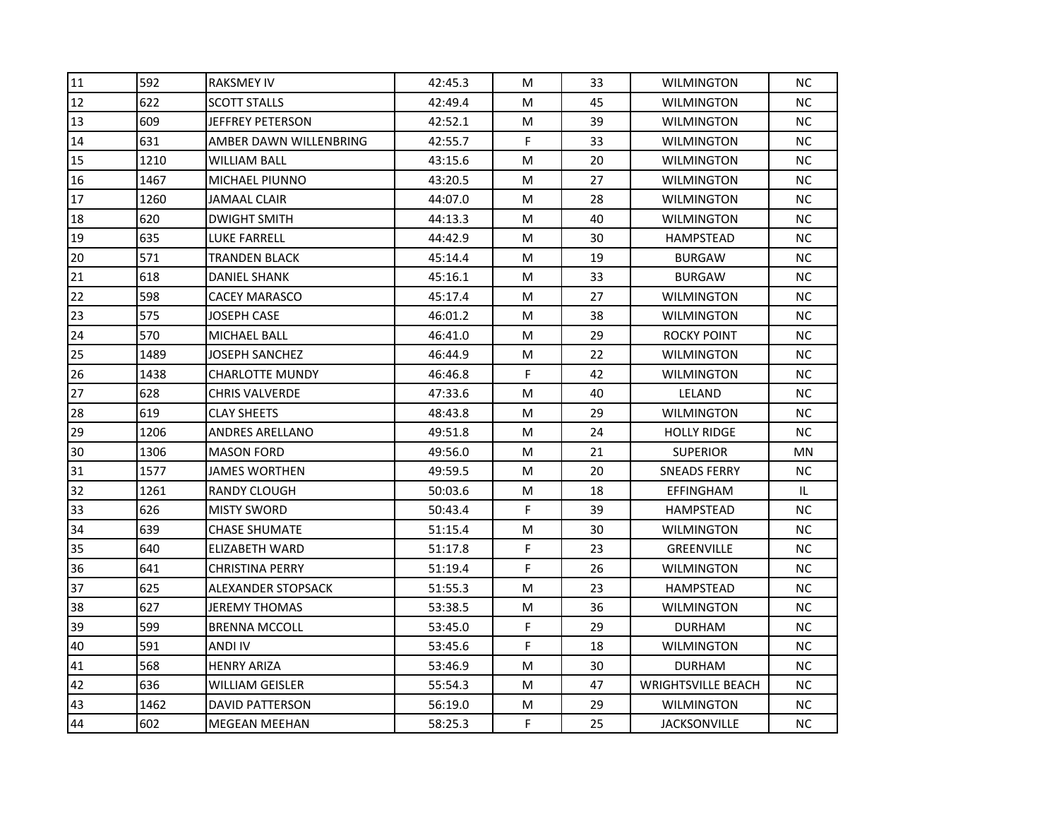| | | | | | | | |
|---|---|---|---|---|---|---|---|
| 11 | 592 | RAKSMEY IV | 42:45.3 | M | 33 | WILMINGTON | NC |
| 12 | 622 | SCOTT STALLS | 42:49.4 | M | 45 | WILMINGTON | NC |
| 13 | 609 | JEFFREY PETERSON | 42:52.1 | M | 39 | WILMINGTON | NC |
| 14 | 631 | AMBER DAWN WILLENBRING | 42:55.7 | F | 33 | WILMINGTON | NC |
| 15 | 1210 | WILLIAM BALL | 43:15.6 | M | 20 | WILMINGTON | NC |
| 16 | 1467 | MICHAEL PIUNNO | 43:20.5 | M | 27 | WILMINGTON | NC |
| 17 | 1260 | JAMAAL CLAIR | 44:07.0 | M | 28 | WILMINGTON | NC |
| 18 | 620 | DWIGHT SMITH | 44:13.3 | M | 40 | WILMINGTON | NC |
| 19 | 635 | LUKE FARRELL | 44:42.9 | M | 30 | HAMPSTEAD | NC |
| 20 | 571 | TRANDEN BLACK | 45:14.4 | M | 19 | BURGAW | NC |
| 21 | 618 | DANIEL SHANK | 45:16.1 | M | 33 | BURGAW | NC |
| 22 | 598 | CACEY MARASCO | 45:17.4 | M | 27 | WILMINGTON | NC |
| 23 | 575 | JOSEPH CASE | 46:01.2 | M | 38 | WILMINGTON | NC |
| 24 | 570 | MICHAEL BALL | 46:41.0 | M | 29 | ROCKY POINT | NC |
| 25 | 1489 | JOSEPH SANCHEZ | 46:44.9 | M | 22 | WILMINGTON | NC |
| 26 | 1438 | CHARLOTTE MUNDY | 46:46.8 | F | 42 | WILMINGTON | NC |
| 27 | 628 | CHRIS VALVERDE | 47:33.6 | M | 40 | LELAND | NC |
| 28 | 619 | CLAY SHEETS | 48:43.8 | M | 29 | WILMINGTON | NC |
| 29 | 1206 | ANDRES ARELLANO | 49:51.8 | M | 24 | HOLLY RIDGE | NC |
| 30 | 1306 | MASON FORD | 49:56.0 | M | 21 | SUPERIOR | MN |
| 31 | 1577 | JAMES WORTHEN | 49:59.5 | M | 20 | SNEADS FERRY | NC |
| 32 | 1261 | RANDY CLOUGH | 50:03.6 | M | 18 | EFFINGHAM | IL |
| 33 | 626 | MISTY SWORD | 50:43.4 | F | 39 | HAMPSTEAD | NC |
| 34 | 639 | CHASE SHUMATE | 51:15.4 | M | 30 | WILMINGTON | NC |
| 35 | 640 | ELIZABETH WARD | 51:17.8 | F | 23 | GREENVILLE | NC |
| 36 | 641 | CHRISTINA PERRY | 51:19.4 | F | 26 | WILMINGTON | NC |
| 37 | 625 | ALEXANDER STOPSACK | 51:55.3 | M | 23 | HAMPSTEAD | NC |
| 38 | 627 | JEREMY THOMAS | 53:38.5 | M | 36 | WILMINGTON | NC |
| 39 | 599 | BRENNA MCCOLL | 53:45.0 | F | 29 | DURHAM | NC |
| 40 | 591 | ANDI IV | 53:45.6 | F | 18 | WILMINGTON | NC |
| 41 | 568 | HENRY ARIZA | 53:46.9 | M | 30 | DURHAM | NC |
| 42 | 636 | WILLIAM GEISLER | 55:54.3 | M | 47 | WRIGHTSVILLE BEACH | NC |
| 43 | 1462 | DAVID PATTERSON | 56:19.0 | M | 29 | WILMINGTON | NC |
| 44 | 602 | MEGEAN MEEHAN | 58:25.3 | F | 25 | JACKSONVILLE | NC |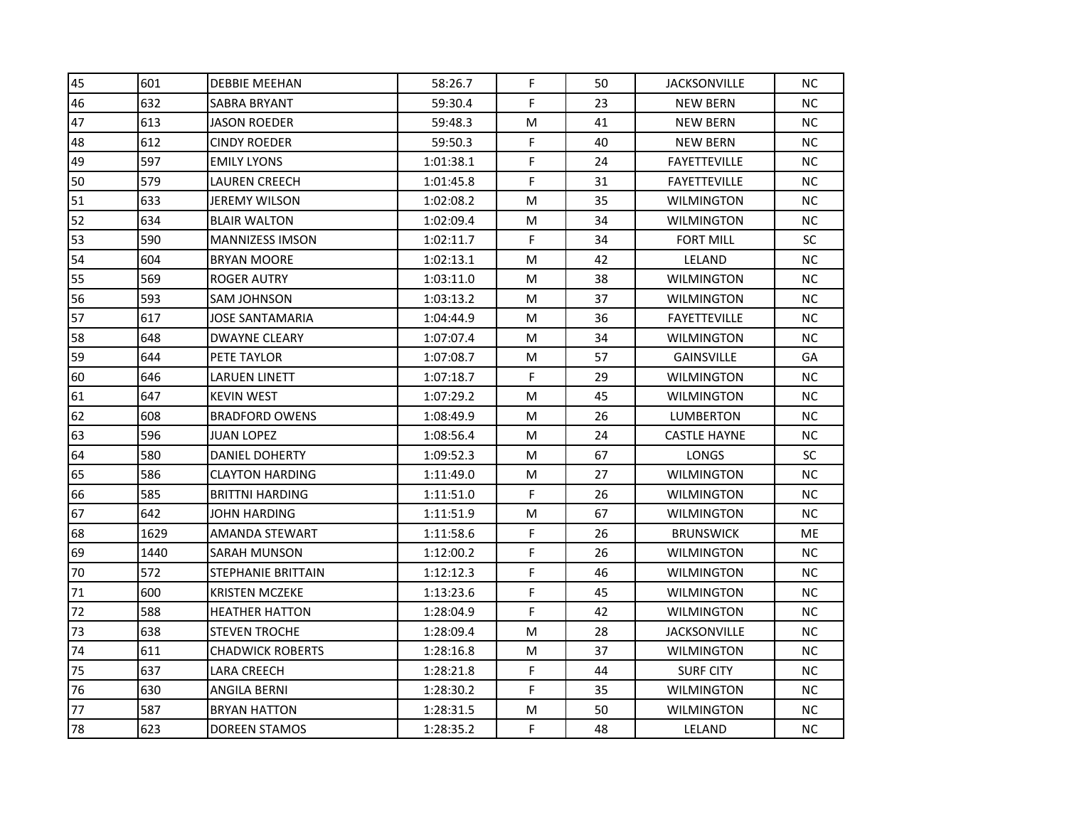| 45 | 601 | DEBBIE MEEHAN | 58:26.7 | F | 50 | JACKSONVILLE | NC |
|---|---|---|---|---|---|---|---|
| 46 | 632 | SABRA BRYANT | 59:30.4 | F | 23 | NEW BERN | NC |
| 47 | 613 | JASON ROEDER | 59:48.3 | M | 41 | NEW BERN | NC |
| 48 | 612 | CINDY ROEDER | 59:50.3 | F | 40 | NEW BERN | NC |
| 49 | 597 | EMILY LYONS | 1:01:38.1 | F | 24 | FAYETTEVILLE | NC |
| 50 | 579 | LAUREN CREECH | 1:01:45.8 | F | 31 | FAYETTEVILLE | NC |
| 51 | 633 | JEREMY WILSON | 1:02:08.2 | M | 35 | WILMINGTON | NC |
| 52 | 634 | BLAIR WALTON | 1:02:09.4 | M | 34 | WILMINGTON | NC |
| 53 | 590 | MANNIZESS IMSON | 1:02:11.7 | F | 34 | FORT MILL | SC |
| 54 | 604 | BRYAN MOORE | 1:02:13.1 | M | 42 | LELAND | NC |
| 55 | 569 | ROGER AUTRY | 1:03:11.0 | M | 38 | WILMINGTON | NC |
| 56 | 593 | SAM JOHNSON | 1:03:13.2 | M | 37 | WILMINGTON | NC |
| 57 | 617 | JOSE SANTAMARIA | 1:04:44.9 | M | 36 | FAYETTEVILLE | NC |
| 58 | 648 | DWAYNE CLEARY | 1:07:07.4 | M | 34 | WILMINGTON | NC |
| 59 | 644 | PETE TAYLOR | 1:07:08.7 | M | 57 | GAINSVILLE | GA |
| 60 | 646 | LARUEN LINETT | 1:07:18.7 | F | 29 | WILMINGTON | NC |
| 61 | 647 | KEVIN WEST | 1:07:29.2 | M | 45 | WILMINGTON | NC |
| 62 | 608 | BRADFORD OWENS | 1:08:49.9 | M | 26 | LUMBERTON | NC |
| 63 | 596 | JUAN LOPEZ | 1:08:56.4 | M | 24 | CASTLE HAYNE | NC |
| 64 | 580 | DANIEL DOHERTY | 1:09:52.3 | M | 67 | LONGS | SC |
| 65 | 586 | CLAYTON HARDING | 1:11:49.0 | M | 27 | WILMINGTON | NC |
| 66 | 585 | BRITTNI HARDING | 1:11:51.0 | F | 26 | WILMINGTON | NC |
| 67 | 642 | JOHN HARDING | 1:11:51.9 | M | 67 | WILMINGTON | NC |
| 68 | 1629 | AMANDA STEWART | 1:11:58.6 | F | 26 | BRUNSWICK | ME |
| 69 | 1440 | SARAH MUNSON | 1:12:00.2 | F | 26 | WILMINGTON | NC |
| 70 | 572 | STEPHANIE BRITTAIN | 1:12:12.3 | F | 46 | WILMINGTON | NC |
| 71 | 600 | KRISTEN MCZEKE | 1:13:23.6 | F | 45 | WILMINGTON | NC |
| 72 | 588 | HEATHER HATTON | 1:28:04.9 | F | 42 | WILMINGTON | NC |
| 73 | 638 | STEVEN TROCHE | 1:28:09.4 | M | 28 | JACKSONVILLE | NC |
| 74 | 611 | CHADWICK ROBERTS | 1:28:16.8 | M | 37 | WILMINGTON | NC |
| 75 | 637 | LARA CREECH | 1:28:21.8 | F | 44 | SURF CITY | NC |
| 76 | 630 | ANGILA BERNI | 1:28:30.2 | F | 35 | WILMINGTON | NC |
| 77 | 587 | BRYAN HATTON | 1:28:31.5 | M | 50 | WILMINGTON | NC |
| 78 | 623 | DOREEN STAMOS | 1:28:35.2 | F | 48 | LELAND | NC |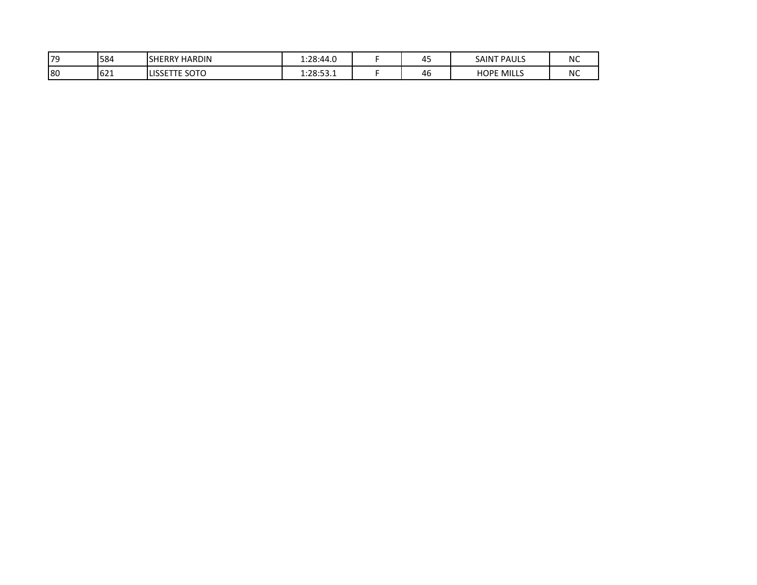| | | | | | | | |
|---|---|---|---|---|---|---|---|
| 79 | 584 | SHERRY HARDIN | 1:28:44.0 | F | 45 | SAINT PAULS | NC |
| 80 | 621 | LISSETTE SOTO | 1:28:53.1 | F | 46 | HOPE MILLS | NC |